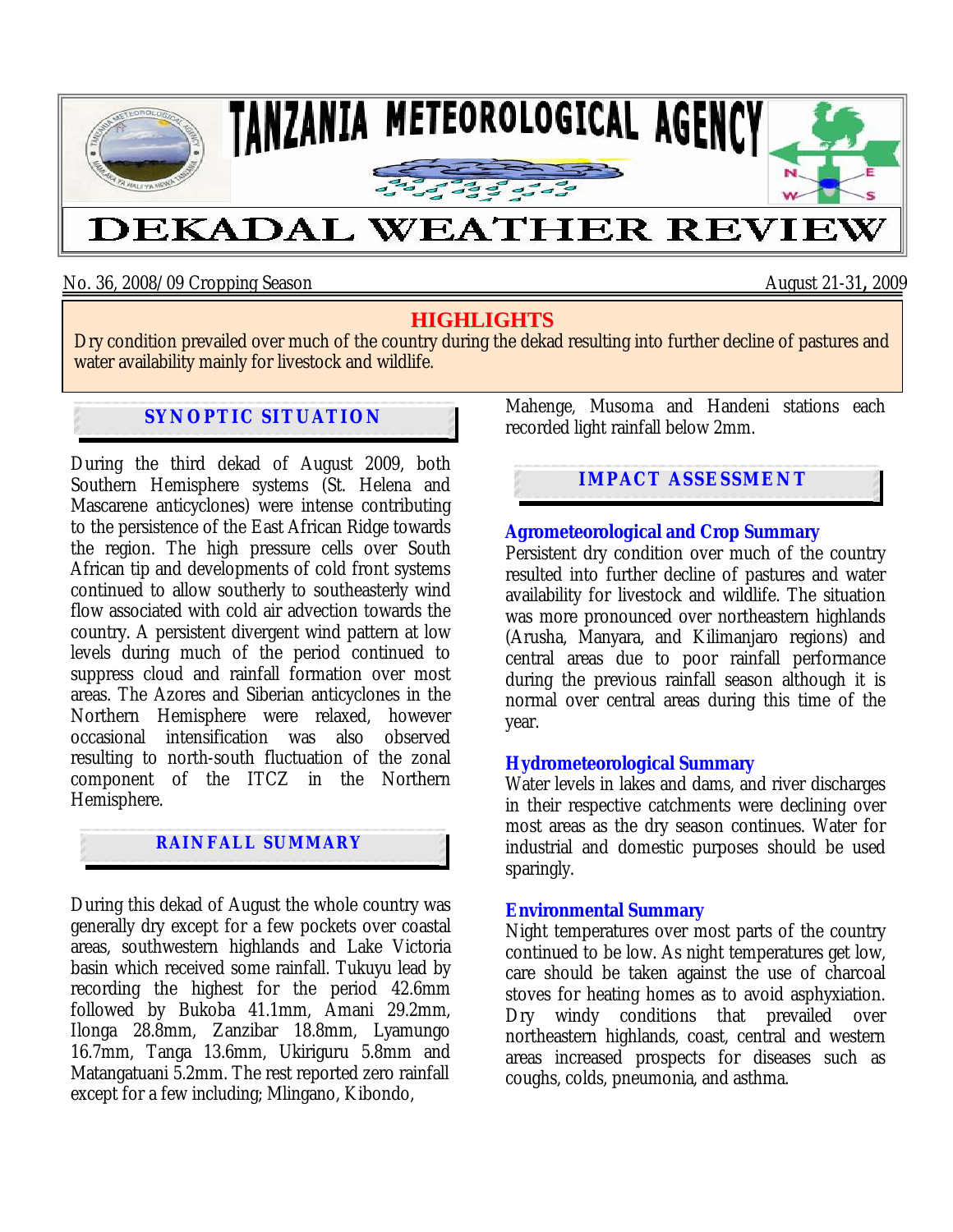# TANZANIA METEOROLOGICAL AGENCY

# DEKADAL WEATHER REVIEW

No. 36, 2008/09 Cropping Season — August 21-31, 2009

## HIGHLIGHTS

Dry condition prevailed over much of the country during the dekad resulting into further decline of pastures and water availability mainly for livestock and wildlife.

## SYNOPTIC SITUATION

During the third dekad of August 2009, both Southern Hemisphere systems (St. Helena and Mascarene anticyclones) were intense contributing to the persistence of the East African Ridge towards the region. The high pressure cells over South African tip and developments of cold front systems continued to allow southerly to southeasterly wind flow associated with cold air advection towards the country. A persistent divergent wind pattern at low levels during much of the period continued to suppress cloud and rainfall formation over most areas. The Azores and Siberian anticyclones in the Northern Hemisphere were relaxed, however occasional intensification was also observed resulting to north-south fluctuation of the zonal component of the ITCZ in the Northern Hemisphere.

## RAINFALL SUMMARY

During this dekad of August the whole country was generally dry except for a few pockets over coastal areas, southwestern highlands and Lake Victoria basin which received some rainfall. Tukuyu lead by recording the highest for the period 42.6mm followed by Bukoba 41.1mm, Amani 29.2mm, Ilonga 28.8mm, Zanzibar 18.8mm, Lyamungo 16.7mm, Tanga 13.6mm, Ukiriguru 5.8mm and Matangatuani 5.2mm. The rest reported zero rainfall except for a few including; Mlingano, Kibondo, Mahenge, Musoma and Handeni stations each recorded light rainfall below 2mm.

## IMPACT ASSESSMENT

### Agrometeorological and Crop Summary

Persistent dry condition over much of the country resulted into further decline of pastures and water availability for livestock and wildlife. The situation was more pronounced over northeastern highlands (Arusha, Manyara, and Kilimanjaro regions) and central areas due to poor rainfall performance during the previous rainfall season although it is normal over central areas during this time of the year.

### Hydrometeorological Summary

Water levels in lakes and dams, and river discharges in their respective catchments were declining over most areas as the dry season continues. Water for industrial and domestic purposes should be used sparingly.

### Environmental Summary

Night temperatures over most parts of the country continued to be low. As night temperatures get low, care should be taken against the use of charcoal stoves for heating homes as to avoid asphyxiation. Dry windy conditions that prevailed over northeastern highlands, coast, central and western areas increased prospects for diseases such as coughs, colds, pneumonia, and asthma.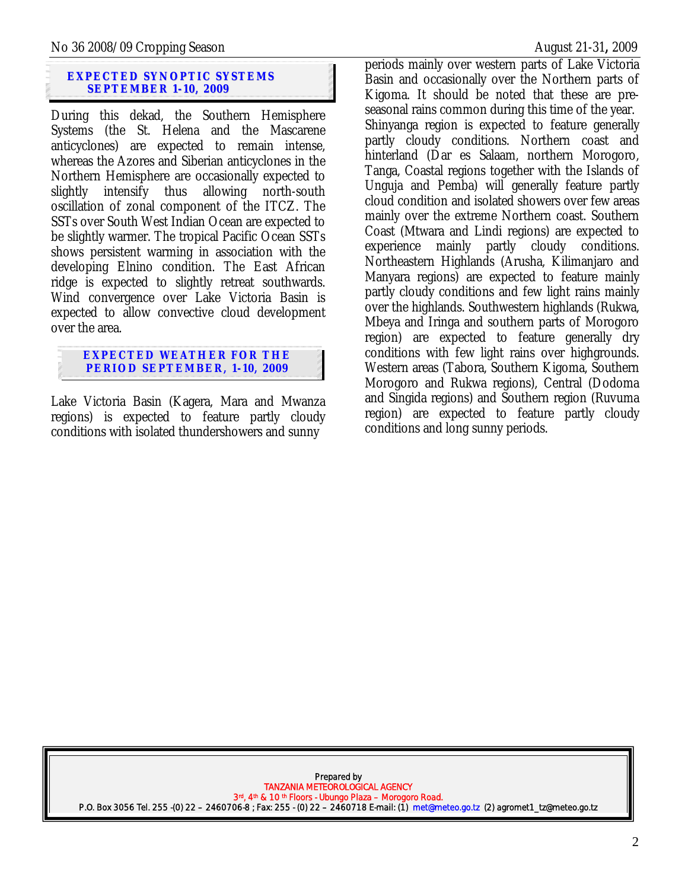## EXPECTED SYNOPTIC SYSTEMS SEPTEMBER 1-10, 2009

During this dekad, the Southern Hemisphere Systems (the St. Helena and the Mascarene anticyclones) are expected to remain intense, whereas the Azores and Siberian anticyclones in the Northern Hemisphere are occasionally expected to slightly intensify thus allowing north-south oscillation of zonal component of the ITCZ. The SSTs over South West Indian Ocean are expected to be slightly warmer. The tropical Pacific Ocean SSTs shows persistent warming in association with the developing Elnino condition. The East African ridge is expected to slightly retreat southwards. Wind convergence over Lake Victoria Basin is expected to allow convective cloud development over the area.

## EXPECTED WEATHER FOR THE PERIOD SEPTEMBER, 1-10, 2009

Lake Victoria Basin (Kagera, Mara and Mwanza regions) is expected to feature partly cloudy conditions with isolated thundershowers and sunny periods mainly over western parts of Lake Victoria Basin and occasionally over the Northern parts of Kigoma. It should be noted that these are pre-seasonal rains common during this time of the year. Shinyanga region is expected to feature generally partly cloudy conditions. Northern coast and hinterland (Dar es Salaam, northern Morogoro, Tanga, Coastal regions together with the Islands of Unguja and Pemba) will generally feature partly cloud condition and isolated showers over few areas mainly over the extreme Northern coast. Southern Coast (Mtwara and Lindi regions) are expected to experience mainly partly cloudy conditions. Northeastern Highlands (Arusha, Kilimanjaro and Manyara regions) are expected to feature mainly partly cloudy conditions and few light rains mainly over the highlands. Southwestern highlands (Rukwa, Mbeya and Iringa and southern parts of Morogoro region) are expected to feature generally dry conditions with few light rains over highgrounds. Western areas (Tabora, Southern Kigoma, Southern Morogoro and Rukwa regions), Central (Dodoma and Singida regions) and Southern region (Ruvuma region) are expected to feature partly cloudy conditions and long sunny periods.

Prepared by
TANZANIA METEOROLOGICAL AGENCY
3rd, 4th & 10th Floors - Ubungo Plaza – Morogoro Road.
P.O. Box 3056 Tel. 255 -(0) 22 – 2460706-8 ; Fax: 255 - (0) 22 – 2460718 E-mail: (1) met@meteo.go.tz (2) agromet1_tz@meteo.go.tz